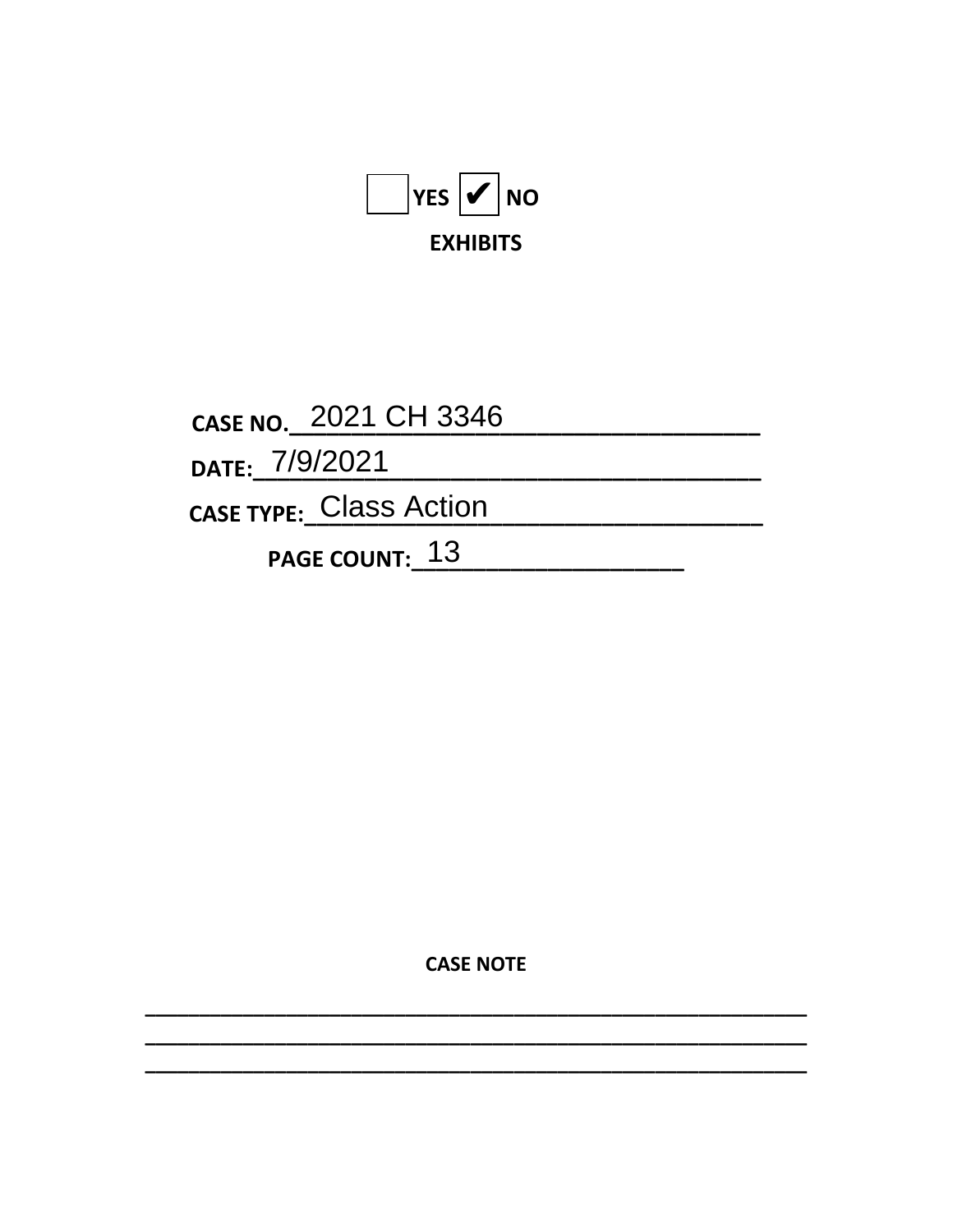☐ YES ☑ NO

**EXHIBITS**

**CASE NO.** 2021 CH 3346

**DATE:** 7/9/2021

**CASE TYPE:** Class Action

**PAGE COUNT:** 13

**CASE NOTE**

\_\_\_\_\_\_\_\_\_\_\_\_\_\_\_\_\_\_\_\_\_\_\_\_\_\_\_\_\_\_\_\_\_\_\_\_\_\_\_\_\_\_\_\_\_\_\_\_\_\_\_\_\_\_\_\_
\_\_\_\_\_\_\_\_\_\_\_\_\_\_\_\_\_\_\_\_\_\_\_\_\_\_\_\_\_\_\_\_\_\_\_\_\_\_\_\_\_\_\_\_\_\_\_\_\_\_\_\_\_\_\_\_
\_\_\_\_\_\_\_\_\_\_\_\_\_\_\_\_\_\_\_\_\_\_\_\_\_\_\_\_\_\_\_\_\_\_\_\_\_\_\_\_\_\_\_\_\_\_\_\_\_\_\_\_\_\_\_\_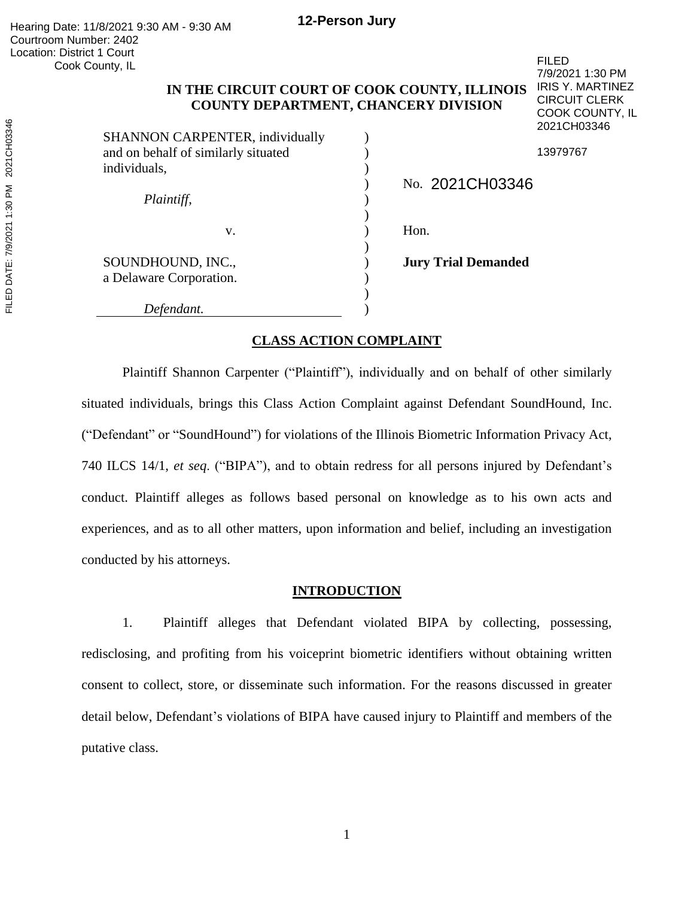Hearing Date: 11/8/2021 9:30 AM - 9:30 AM
Courtroom Number: 2402
Location: District 1 Court
Cook County, IL

**12-Person Jury**

FILED
7/9/2021 1:30 PM
IRIS Y. MARTINEZ
CIRCUIT CLERK
COOK COUNTY, IL
2021CH03346

13979767

FILED DATE: 7/9/2021 1:30 PM 2021CH03346

**IN THE CIRCUIT COURT OF COOK COUNTY, ILLINOIS**
**COUNTY DEPARTMENT, CHANCERY DIVISION**

SHANNON CARPENTER, individually and on behalf of similarly situated individuals,

*Plaintiff*,

v.

SOUNDHOUND, INC., a Delaware Corporation.

*Defendant.*

No. 2021CH03346

Hon.

**Jury Trial Demanded**

## CLASS ACTION COMPLAINT

Plaintiff Shannon Carpenter ("Plaintiff"), individually and on behalf of other similarly situated individuals, brings this Class Action Complaint against Defendant SoundHound, Inc. ("Defendant" or "SoundHound") for violations of the Illinois Biometric Information Privacy Act, 740 ILCS 14/1, *et seq*. ("BIPA"), and to obtain redress for all persons injured by Defendant's conduct. Plaintiff alleges as follows based personal on knowledge as to his own acts and experiences, and as to all other matters, upon information and belief, including an investigation conducted by his attorneys.

## INTRODUCTION

1. Plaintiff alleges that Defendant violated BIPA by collecting, possessing, redisclosing, and profiting from his voiceprint biometric identifiers without obtaining written consent to collect, store, or disseminate such information. For the reasons discussed in greater detail below, Defendant's violations of BIPA have caused injury to Plaintiff and members of the putative class.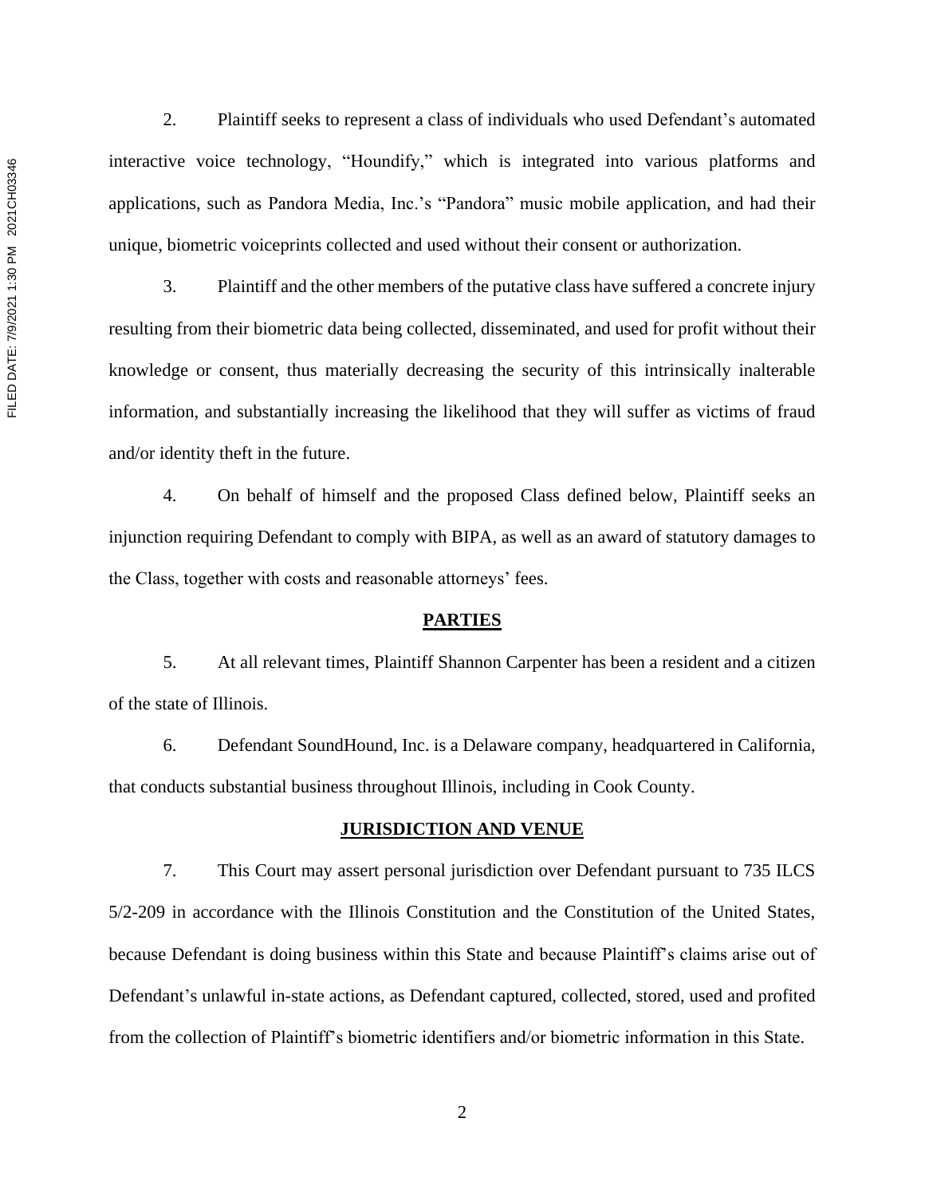2. Plaintiff seeks to represent a class of individuals who used Defendant's automated interactive voice technology, "Houndify," which is integrated into various platforms and applications, such as Pandora Media, Inc.'s "Pandora" music mobile application, and had their unique, biometric voiceprints collected and used without their consent or authorization.

3. Plaintiff and the other members of the putative class have suffered a concrete injury resulting from their biometric data being collected, disseminated, and used for profit without their knowledge or consent, thus materially decreasing the security of this intrinsically inalterable information, and substantially increasing the likelihood that they will suffer as victims of fraud and/or identity theft in the future.

4. On behalf of himself and the proposed Class defined below, Plaintiff seeks an injunction requiring Defendant to comply with BIPA, as well as an award of statutory damages to the Class, together with costs and reasonable attorneys' fees.

## PARTIES

5. At all relevant times, Plaintiff Shannon Carpenter has been a resident and a citizen of the state of Illinois.

6. Defendant SoundHound, Inc. is a Delaware company, headquartered in California, that conducts substantial business throughout Illinois, including in Cook County.

## JURISDICTION AND VENUE

7. This Court may assert personal jurisdiction over Defendant pursuant to 735 ILCS 5/2-209 in accordance with the Illinois Constitution and the Constitution of the United States, because Defendant is doing business within this State and because Plaintiff's claims arise out of Defendant's unlawful in-state actions, as Defendant captured, collected, stored, used and profited from the collection of Plaintiff's biometric identifiers and/or biometric information in this State.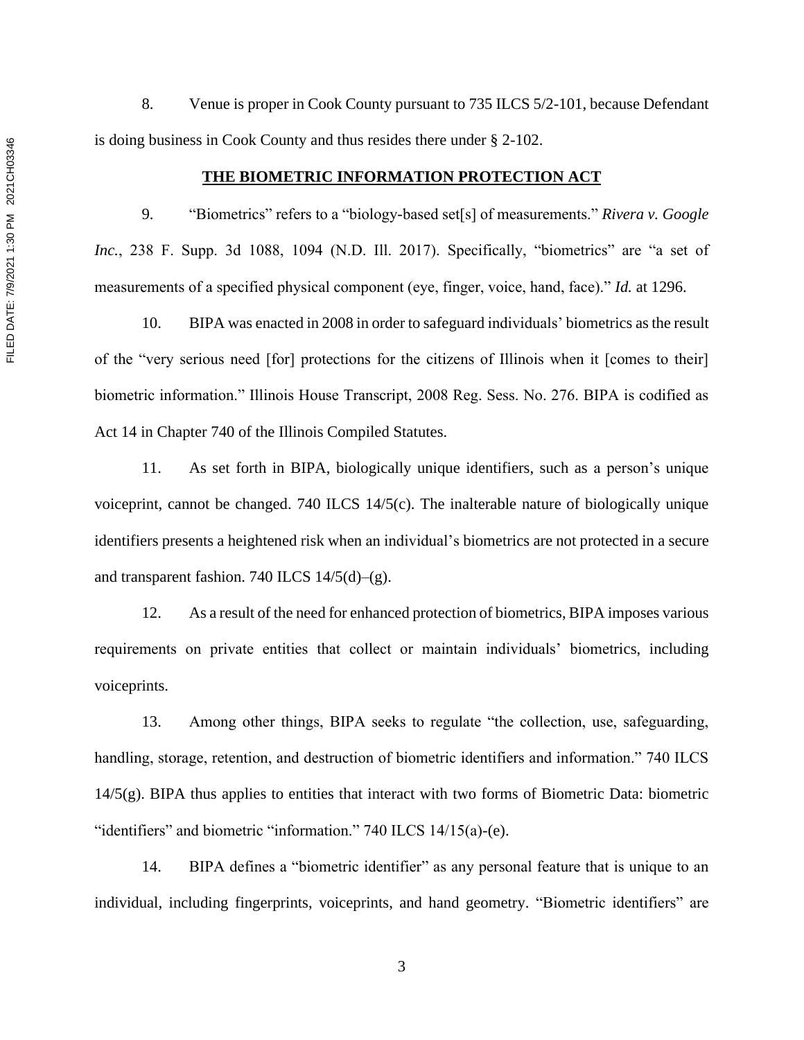8. Venue is proper in Cook County pursuant to 735 ILCS 5/2-101, because Defendant is doing business in Cook County and thus resides there under § 2-102.

**THE BIOMETRIC INFORMATION PROTECTION ACT**

9. "Biometrics" refers to a "biology-based set[s] of measurements." *Rivera v. Google Inc.*, 238 F. Supp. 3d 1088, 1094 (N.D. Ill. 2017). Specifically, "biometrics" are "a set of measurements of a specified physical component (eye, finger, voice, hand, face)." *Id.* at 1296.

10. BIPA was enacted in 2008 in order to safeguard individuals' biometrics as the result of the "very serious need [for] protections for the citizens of Illinois when it [comes to their] biometric information." Illinois House Transcript, 2008 Reg. Sess. No. 276. BIPA is codified as Act 14 in Chapter 740 of the Illinois Compiled Statutes.

11. As set forth in BIPA, biologically unique identifiers, such as a person's unique voiceprint, cannot be changed. 740 ILCS 14/5(c). The inalterable nature of biologically unique identifiers presents a heightened risk when an individual's biometrics are not protected in a secure and transparent fashion. 740 ILCS 14/5(d)–(g).

12. As a result of the need for enhanced protection of biometrics, BIPA imposes various requirements on private entities that collect or maintain individuals' biometrics, including voiceprints.

13. Among other things, BIPA seeks to regulate "the collection, use, safeguarding, handling, storage, retention, and destruction of biometric identifiers and information." 740 ILCS 14/5(g). BIPA thus applies to entities that interact with two forms of Biometric Data: biometric "identifiers" and biometric "information." 740 ILCS 14/15(a)-(e).

14. BIPA defines a "biometric identifier" as any personal feature that is unique to an individual, including fingerprints, voiceprints, and hand geometry. "Biometric identifiers" are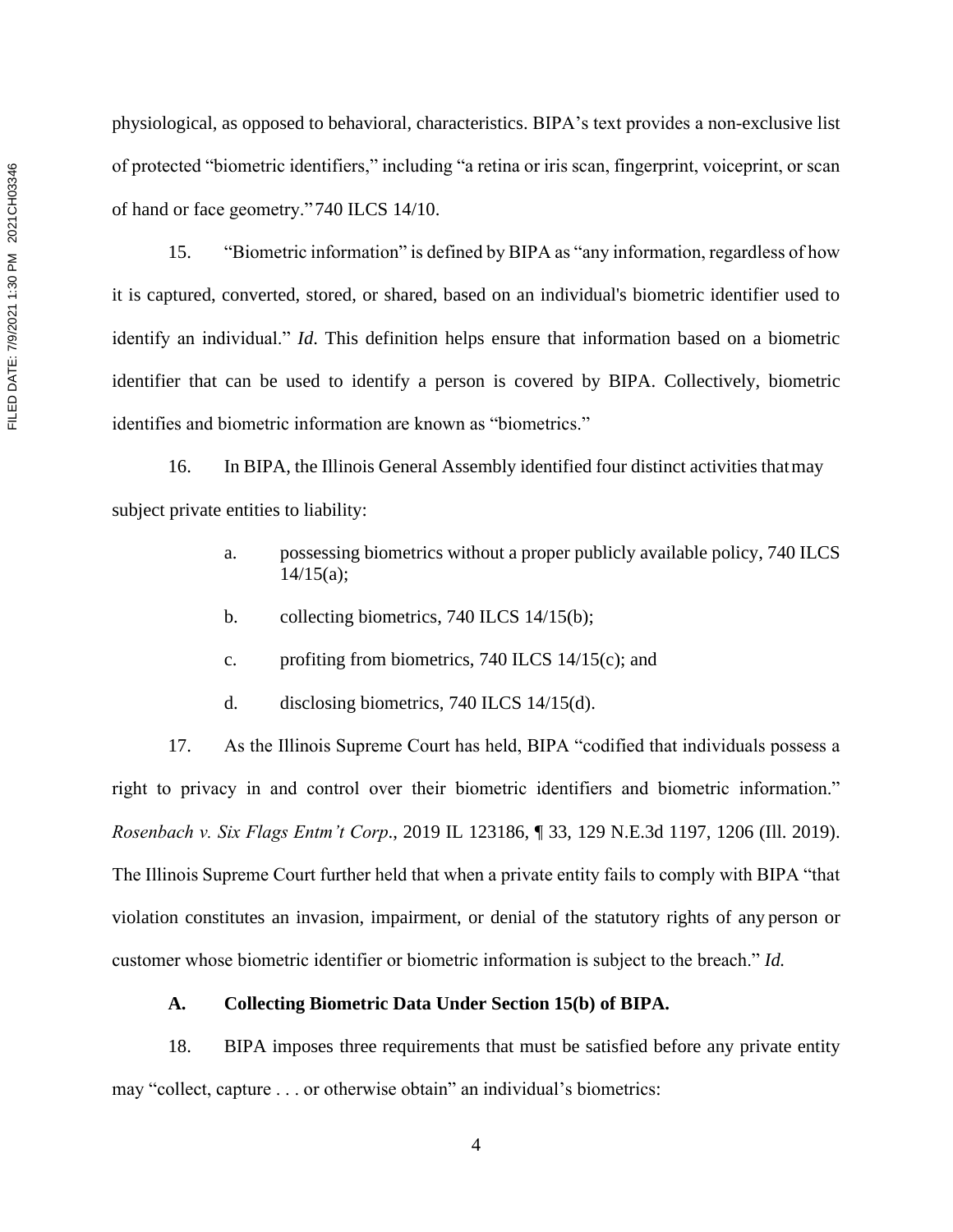physiological, as opposed to behavioral, characteristics. BIPA's text provides a non-exclusive list of protected "biometric identifiers," including "a retina or iris scan, fingerprint, voiceprint, or scan of hand or face geometry." 740 ILCS 14/10.

15. "Biometric information" is defined by BIPA as "any information, regardless of how it is captured, converted, stored, or shared, based on an individual's biometric identifier used to identify an individual." *Id*. This definition helps ensure that information based on a biometric identifier that can be used to identify a person is covered by BIPA. Collectively, biometric identifies and biometric information are known as "biometrics."

16. In BIPA, the Illinois General Assembly identified four distinct activities that may subject private entities to liability:

a. possessing biometrics without a proper publicly available policy, 740 ILCS 14/15(a);

b. collecting biometrics, 740 ILCS 14/15(b);

c. profiting from biometrics, 740 ILCS 14/15(c); and

d. disclosing biometrics, 740 ILCS 14/15(d).

17. As the Illinois Supreme Court has held, BIPA "codified that individuals possess a right to privacy in and control over their biometric identifiers and biometric information." *Rosenbach v. Six Flags Entm't Corp*., 2019 IL 123186, ¶ 33, 129 N.E.3d 1197, 1206 (Ill. 2019). The Illinois Supreme Court further held that when a private entity fails to comply with BIPA "that violation constitutes an invasion, impairment, or denial of the statutory rights of any person or customer whose biometric identifier or biometric information is subject to the breach." *Id.*

### A. Collecting Biometric Data Under Section 15(b) of BIPA.

18. BIPA imposes three requirements that must be satisfied before any private entity may "collect, capture . . . or otherwise obtain" an individual's biometrics: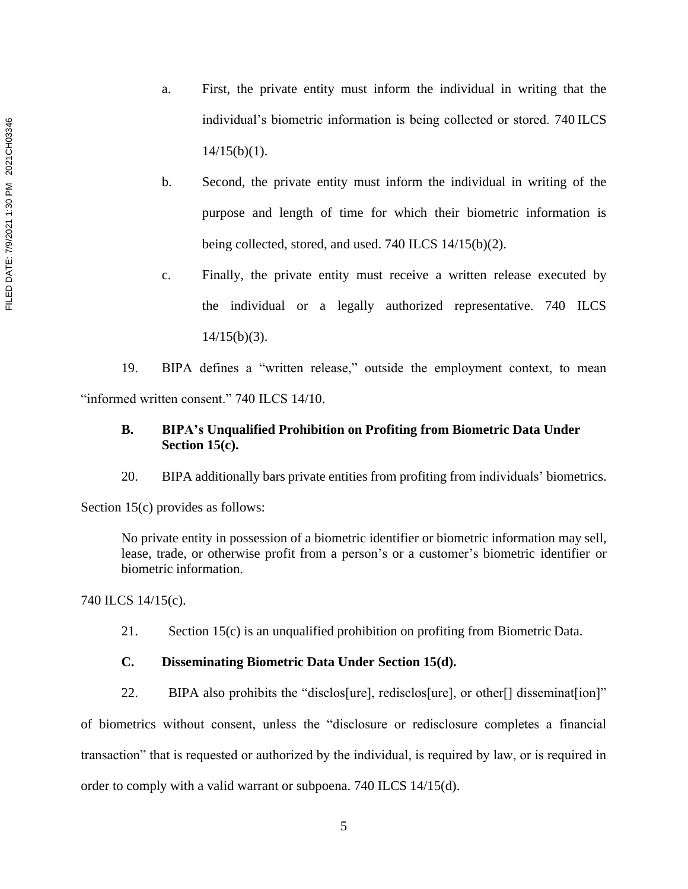a. First, the private entity must inform the individual in writing that the individual's biometric information is being collected or stored. 740 ILCS 14/15(b)(1).

b. Second, the private entity must inform the individual in writing of the purpose and length of time for which their biometric information is being collected, stored, and used. 740 ILCS 14/15(b)(2).

c. Finally, the private entity must receive a written release executed by the individual or a legally authorized representative. 740 ILCS 14/15(b)(3).

19. BIPA defines a "written release," outside the employment context, to mean "informed written consent." 740 ILCS 14/10.

### B. BIPA's Unqualified Prohibition on Profiting from Biometric Data Under Section 15(c).

20. BIPA additionally bars private entities from profiting from individuals' biometrics. Section 15(c) provides as follows:

> No private entity in possession of a biometric identifier or biometric information may sell, lease, trade, or otherwise profit from a person's or a customer's biometric identifier or biometric information.

740 ILCS 14/15(c).

21. Section 15(c) is an unqualified prohibition on profiting from Biometric Data.

### C. Disseminating Biometric Data Under Section 15(d).

22. BIPA also prohibits the "disclos[ure], redisclos[ure], or other[] disseminat[ion]" of biometrics without consent, unless the "disclosure or redisclosure completes a financial transaction" that is requested or authorized by the individual, is required by law, or is required in order to comply with a valid warrant or subpoena. 740 ILCS 14/15(d).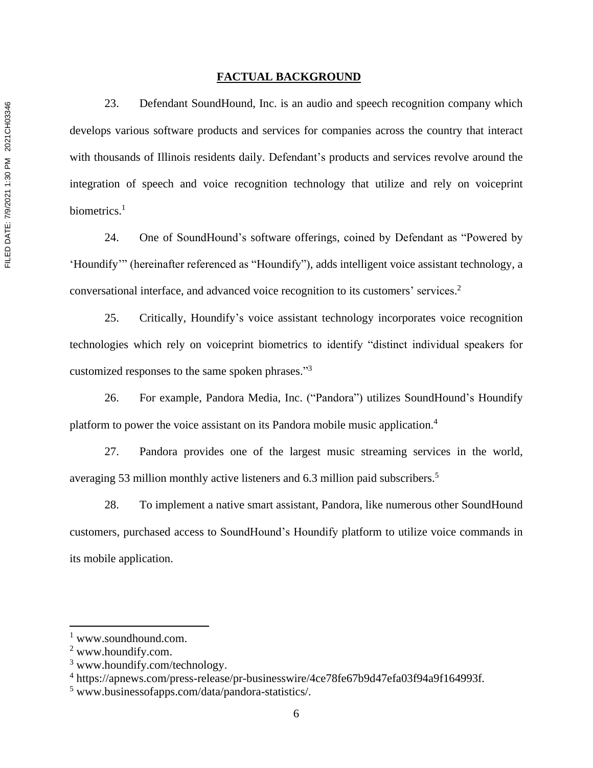## FACTUAL BACKGROUND

23. Defendant SoundHound, Inc. is an audio and speech recognition company which develops various software products and services for companies across the country that interact with thousands of Illinois residents daily. Defendant's products and services revolve around the integration of speech and voice recognition technology that utilize and rely on voiceprint biometrics.[1]

24. One of SoundHound's software offerings, coined by Defendant as "Powered by 'Houndify'" (hereinafter referenced as "Houndify"), adds intelligent voice assistant technology, a conversational interface, and advanced voice recognition to its customers' services.[2]

25. Critically, Houndify's voice assistant technology incorporates voice recognition technologies which rely on voiceprint biometrics to identify "distinct individual speakers for customized responses to the same spoken phrases."[3]

26. For example, Pandora Media, Inc. ("Pandora") utilizes SoundHound's Houndify platform to power the voice assistant on its Pandora mobile music application.[4]

27. Pandora provides one of the largest music streaming services in the world, averaging 53 million monthly active listeners and 6.3 million paid subscribers.[5]

28. To implement a native smart assistant, Pandora, like numerous other SoundHound customers, purchased access to SoundHound's Houndify platform to utilize voice commands in its mobile application.

---

[1] www.soundhound.com.

[2] www.houndify.com.

[3] www.houndify.com/technology.

[4] https://apnews.com/press-release/pr-businesswire/4ce78fe67b9d47efa03f94a9f164993f.

[5] www.businessofapps.com/data/pandora-statistics/.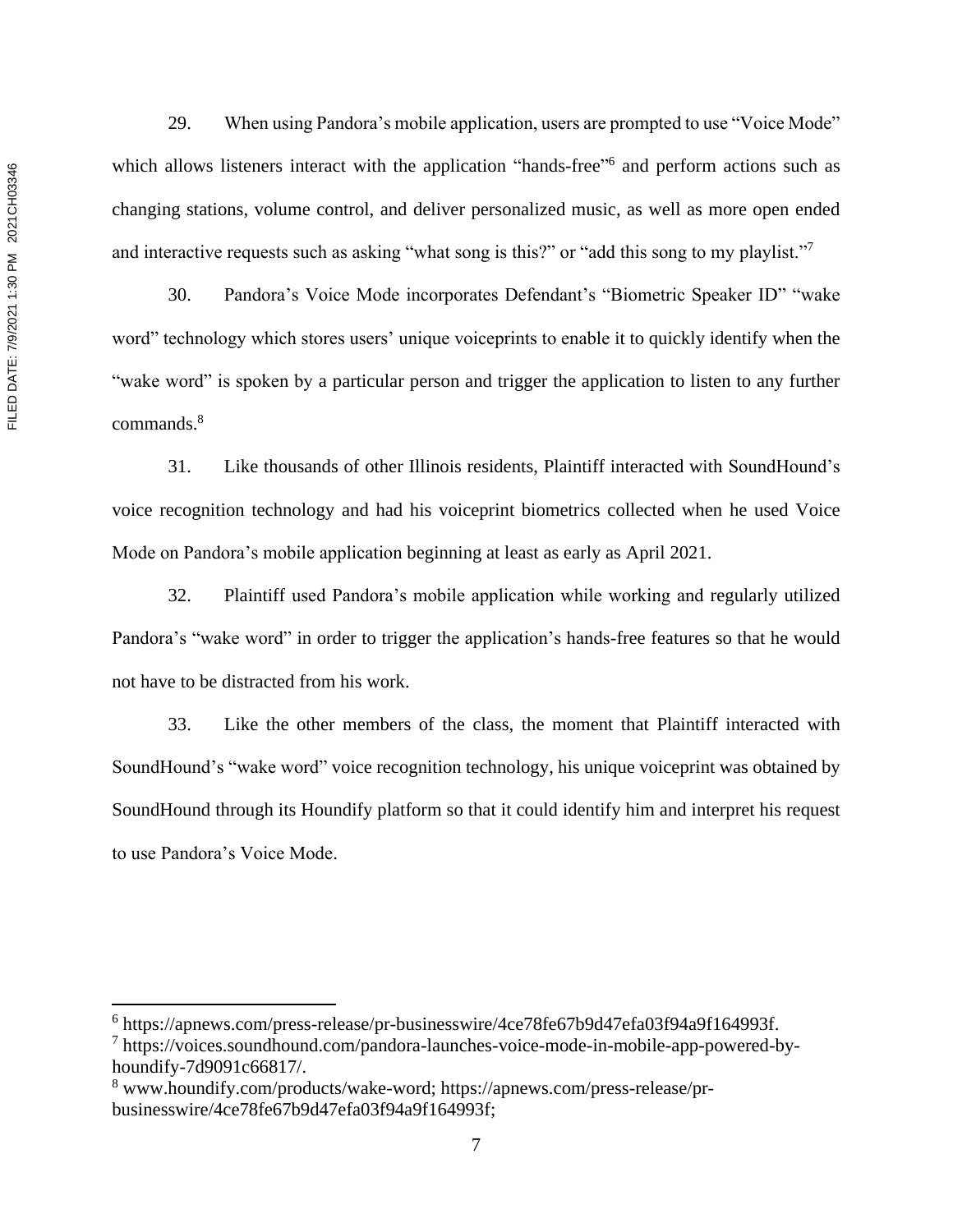29. When using Pandora's mobile application, users are prompted to use "Voice Mode" which allows listeners interact with the application "hands-free"[6] and perform actions such as changing stations, volume control, and deliver personalized music, as well as more open ended and interactive requests such as asking "what song is this?" or "add this song to my playlist."[7]

30. Pandora's Voice Mode incorporates Defendant's "Biometric Speaker ID" "wake word" technology which stores users' unique voiceprints to enable it to quickly identify when the "wake word" is spoken by a particular person and trigger the application to listen to any further commands.[8]

31. Like thousands of other Illinois residents, Plaintiff interacted with SoundHound's voice recognition technology and had his voiceprint biometrics collected when he used Voice Mode on Pandora's mobile application beginning at least as early as April 2021.

32. Plaintiff used Pandora's mobile application while working and regularly utilized Pandora's "wake word" in order to trigger the application's hands-free features so that he would not have to be distracted from his work.

33. Like the other members of the class, the moment that Plaintiff interacted with SoundHound's "wake word" voice recognition technology, his unique voiceprint was obtained by SoundHound through its Houndify platform so that it could identify him and interpret his request to use Pandora's Voice Mode.

---

[6] https://apnews.com/press-release/pr-businesswire/4ce78fe67b9d47efa03f94a9f164993f.

[7] https://voices.soundhound.com/pandora-launches-voice-mode-in-mobile-app-powered-by-houndify-7d9091c66817/.

[8] www.houndify.com/products/wake-word; https://apnews.com/press-release/pr-businesswire/4ce78fe67b9d47efa03f94a9f164993f;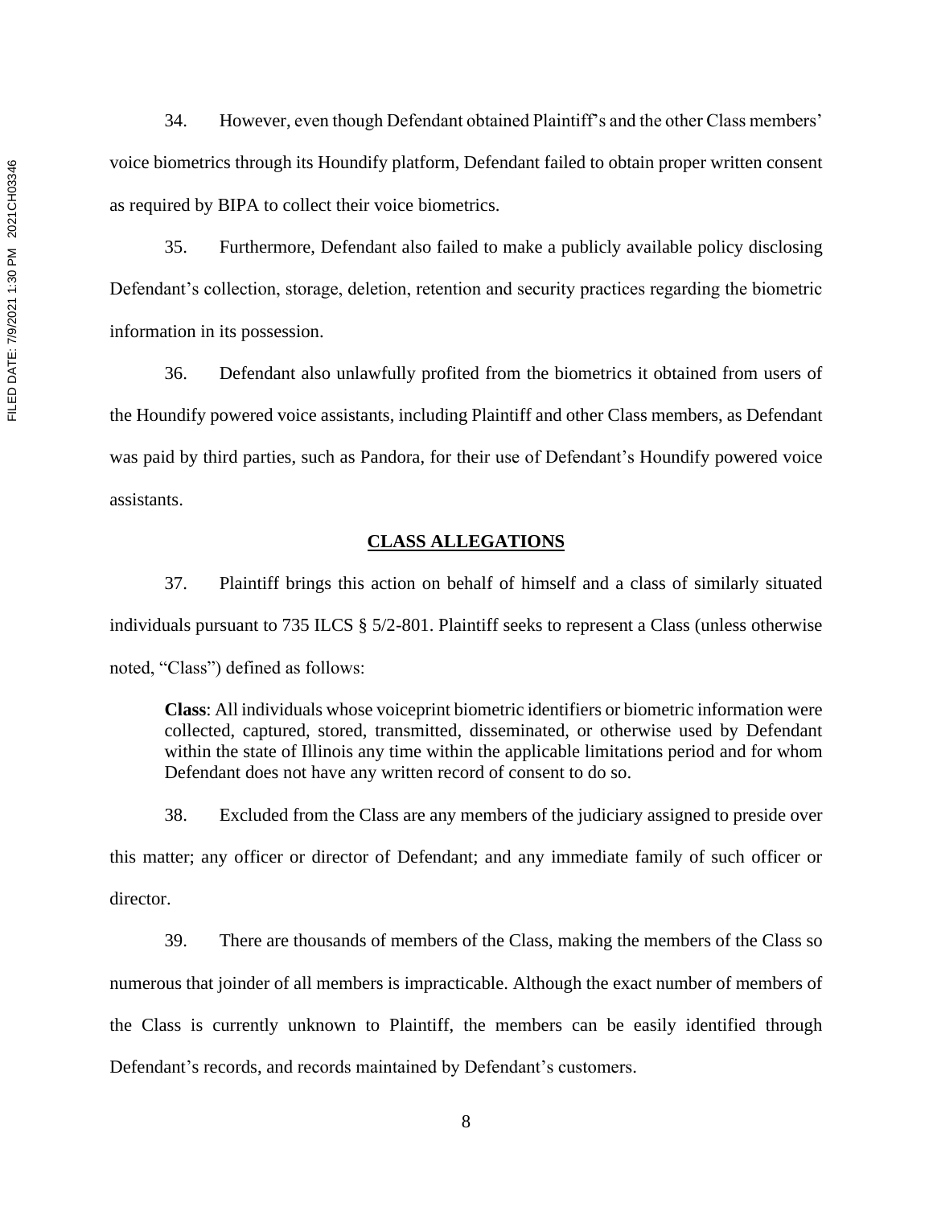34. However, even though Defendant obtained Plaintiff's and the other Class members' voice biometrics through its Houndify platform, Defendant failed to obtain proper written consent as required by BIPA to collect their voice biometrics.

35. Furthermore, Defendant also failed to make a publicly available policy disclosing Defendant's collection, storage, deletion, retention and security practices regarding the biometric information in its possession.

36. Defendant also unlawfully profited from the biometrics it obtained from users of the Houndify powered voice assistants, including Plaintiff and other Class members, as Defendant was paid by third parties, such as Pandora, for their use of Defendant's Houndify powered voice assistants.

## CLASS ALLEGATIONS

37. Plaintiff brings this action on behalf of himself and a class of similarly situated individuals pursuant to 735 ILCS § 5/2-801. Plaintiff seeks to represent a Class (unless otherwise noted, "Class") defined as follows:

> **Class**: All individuals whose voiceprint biometric identifiers or biometric information were collected, captured, stored, transmitted, disseminated, or otherwise used by Defendant within the state of Illinois any time within the applicable limitations period and for whom Defendant does not have any written record of consent to do so.

38. Excluded from the Class are any members of the judiciary assigned to preside over this matter; any officer or director of Defendant; and any immediate family of such officer or director.

39. There are thousands of members of the Class, making the members of the Class so numerous that joinder of all members is impracticable. Although the exact number of members of the Class is currently unknown to Plaintiff, the members can be easily identified through Defendant's records, and records maintained by Defendant's customers.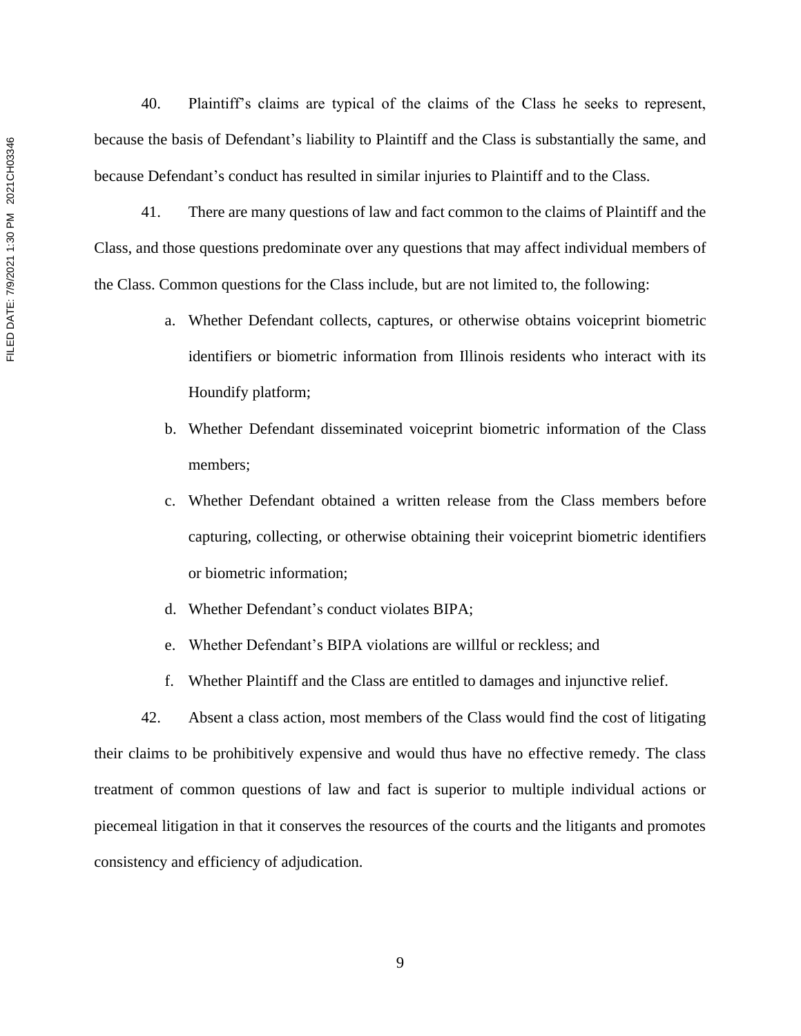40. Plaintiff's claims are typical of the claims of the Class he seeks to represent, because the basis of Defendant's liability to Plaintiff and the Class is substantially the same, and because Defendant's conduct has resulted in similar injuries to Plaintiff and to the Class.

41. There are many questions of law and fact common to the claims of Plaintiff and the Class, and those questions predominate over any questions that may affect individual members of the Class. Common questions for the Class include, but are not limited to, the following:

a. Whether Defendant collects, captures, or otherwise obtains voiceprint biometric identifiers or biometric information from Illinois residents who interact with its Houndify platform;

b. Whether Defendant disseminated voiceprint biometric information of the Class members;

c. Whether Defendant obtained a written release from the Class members before capturing, collecting, or otherwise obtaining their voiceprint biometric identifiers or biometric information;

d. Whether Defendant's conduct violates BIPA;

e. Whether Defendant's BIPA violations are willful or reckless; and

f. Whether Plaintiff and the Class are entitled to damages and injunctive relief.

42. Absent a class action, most members of the Class would find the cost of litigating their claims to be prohibitively expensive and would thus have no effective remedy. The class treatment of common questions of law and fact is superior to multiple individual actions or piecemeal litigation in that it conserves the resources of the courts and the litigants and promotes consistency and efficiency of adjudication.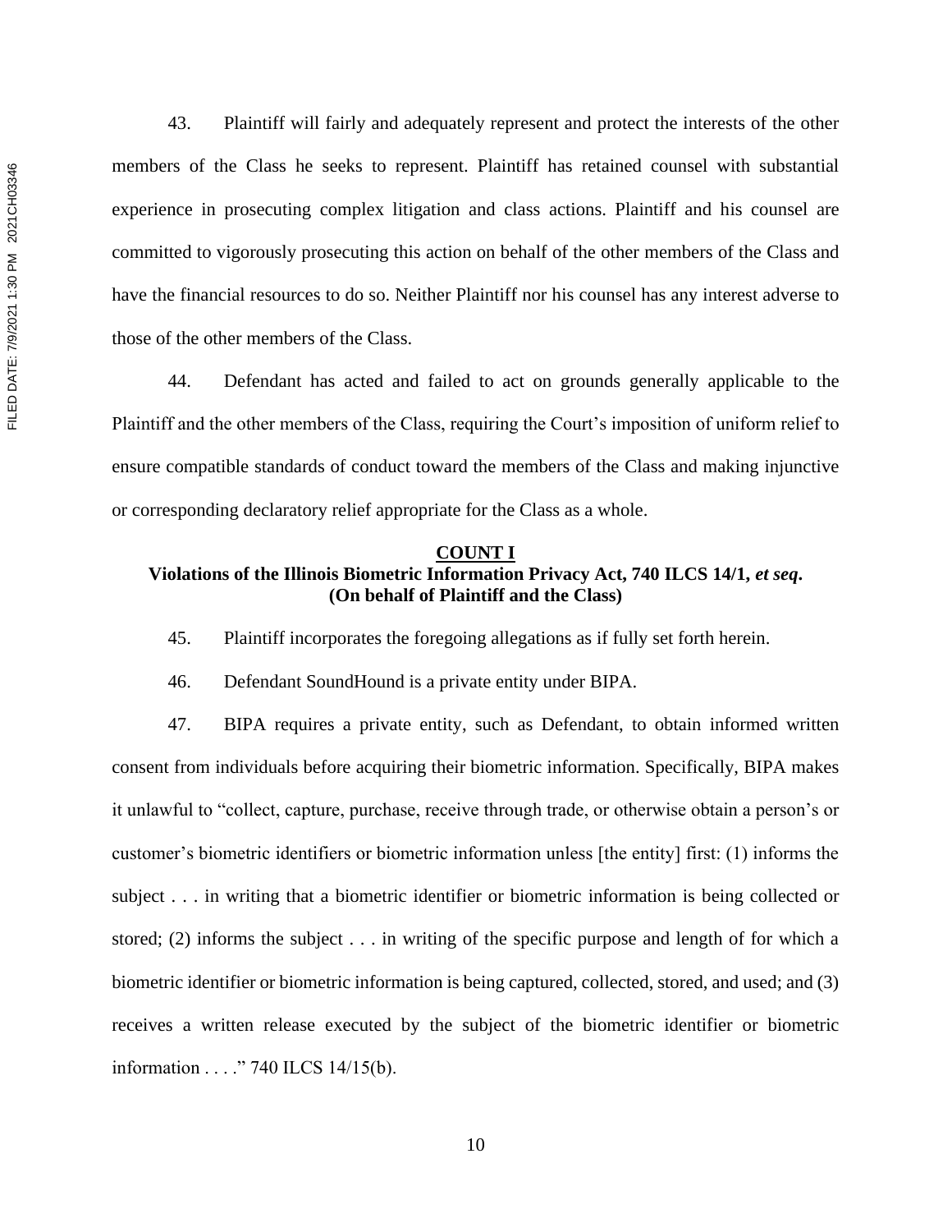43. Plaintiff will fairly and adequately represent and protect the interests of the other members of the Class he seeks to represent. Plaintiff has retained counsel with substantial experience in prosecuting complex litigation and class actions. Plaintiff and his counsel are committed to vigorously prosecuting this action on behalf of the other members of the Class and have the financial resources to do so. Neither Plaintiff nor his counsel has any interest adverse to those of the other members of the Class.

44. Defendant has acted and failed to act on grounds generally applicable to the Plaintiff and the other members of the Class, requiring the Court's imposition of uniform relief to ensure compatible standards of conduct toward the members of the Class and making injunctive or corresponding declaratory relief appropriate for the Class as a whole.

## COUNT I
## Violations of the Illinois Biometric Information Privacy Act, 740 ILCS 14/1, *et seq*. (On behalf of Plaintiff and the Class)

45. Plaintiff incorporates the foregoing allegations as if fully set forth herein.

46. Defendant SoundHound is a private entity under BIPA.

47. BIPA requires a private entity, such as Defendant, to obtain informed written consent from individuals before acquiring their biometric information. Specifically, BIPA makes it unlawful to "collect, capture, purchase, receive through trade, or otherwise obtain a person's or customer's biometric identifiers or biometric information unless [the entity] first: (1) informs the subject . . . in writing that a biometric identifier or biometric information is being collected or stored; (2) informs the subject . . . in writing of the specific purpose and length of for which a biometric identifier or biometric information is being captured, collected, stored, and used; and (3) receives a written release executed by the subject of the biometric identifier or biometric information . . . ." 740 ILCS 14/15(b).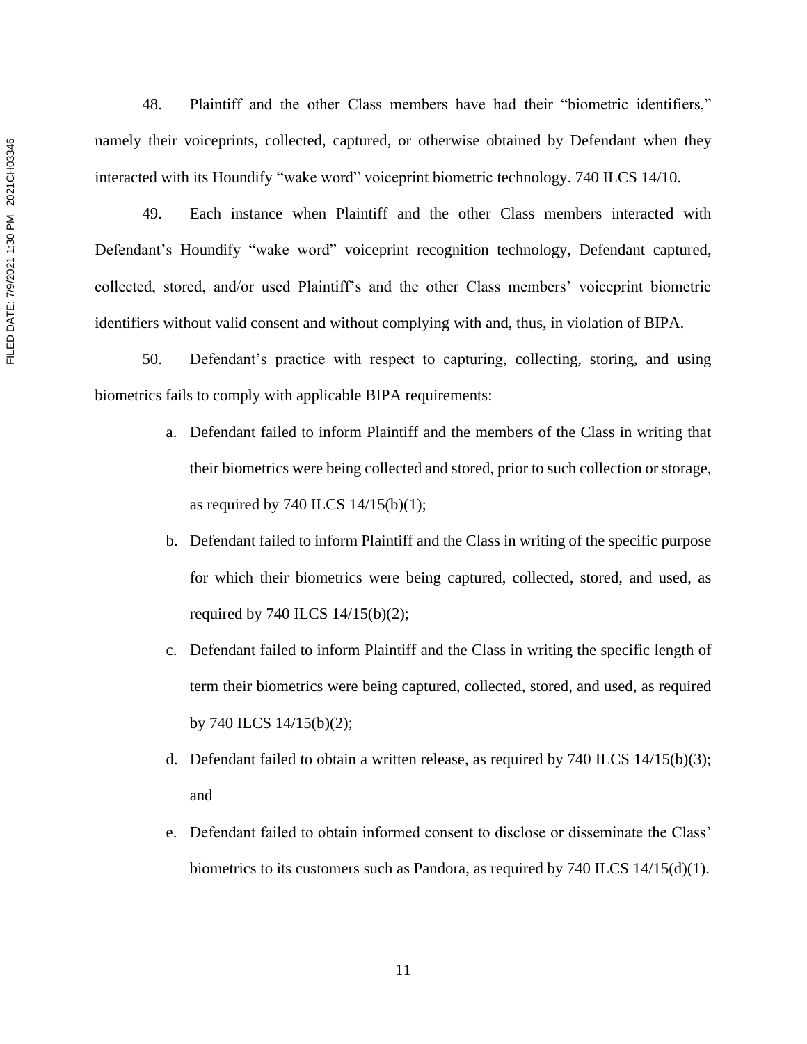48. Plaintiff and the other Class members have had their "biometric identifiers," namely their voiceprints, collected, captured, or otherwise obtained by Defendant when they interacted with its Houndify "wake word" voiceprint biometric technology. 740 ILCS 14/10.

49. Each instance when Plaintiff and the other Class members interacted with Defendant's Houndify "wake word" voiceprint recognition technology, Defendant captured, collected, stored, and/or used Plaintiff's and the other Class members' voiceprint biometric identifiers without valid consent and without complying with and, thus, in violation of BIPA.

50. Defendant's practice with respect to capturing, collecting, storing, and using biometrics fails to comply with applicable BIPA requirements:

a. Defendant failed to inform Plaintiff and the members of the Class in writing that their biometrics were being collected and stored, prior to such collection or storage, as required by 740 ILCS 14/15(b)(1);

b. Defendant failed to inform Plaintiff and the Class in writing of the specific purpose for which their biometrics were being captured, collected, stored, and used, as required by 740 ILCS 14/15(b)(2);

c. Defendant failed to inform Plaintiff and the Class in writing the specific length of term their biometrics were being captured, collected, stored, and used, as required by 740 ILCS 14/15(b)(2);

d. Defendant failed to obtain a written release, as required by 740 ILCS 14/15(b)(3); and

e. Defendant failed to obtain informed consent to disclose or disseminate the Class' biometrics to its customers such as Pandora, as required by 740 ILCS 14/15(d)(1).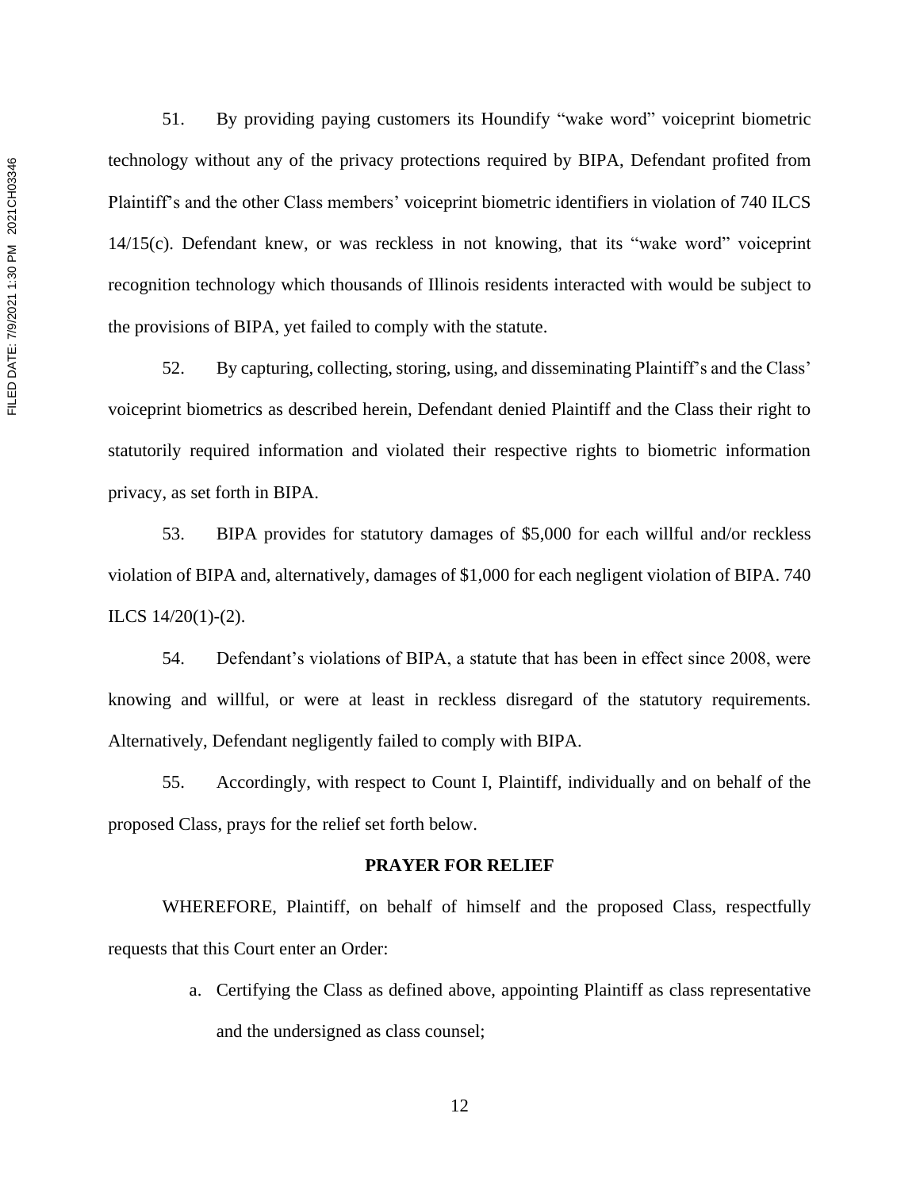51. By providing paying customers its Houndify "wake word" voiceprint biometric technology without any of the privacy protections required by BIPA, Defendant profited from Plaintiff's and the other Class members' voiceprint biometric identifiers in violation of 740 ILCS 14/15(c). Defendant knew, or was reckless in not knowing, that its "wake word" voiceprint recognition technology which thousands of Illinois residents interacted with would be subject to the provisions of BIPA, yet failed to comply with the statute.

52. By capturing, collecting, storing, using, and disseminating Plaintiff's and the Class' voiceprint biometrics as described herein, Defendant denied Plaintiff and the Class their right to statutorily required information and violated their respective rights to biometric information privacy, as set forth in BIPA.

53. BIPA provides for statutory damages of $5,000 for each willful and/or reckless violation of BIPA and, alternatively, damages of $1,000 for each negligent violation of BIPA. 740 ILCS 14/20(1)-(2).

54. Defendant's violations of BIPA, a statute that has been in effect since 2008, were knowing and willful, or were at least in reckless disregard of the statutory requirements. Alternatively, Defendant negligently failed to comply with BIPA.

55. Accordingly, with respect to Count I, Plaintiff, individually and on behalf of the proposed Class, prays for the relief set forth below.

**PRAYER FOR RELIEF**

WHEREFORE, Plaintiff, on behalf of himself and the proposed Class, respectfully requests that this Court enter an Order:

a. Certifying the Class as defined above, appointing Plaintiff as class representative and the undersigned as class counsel;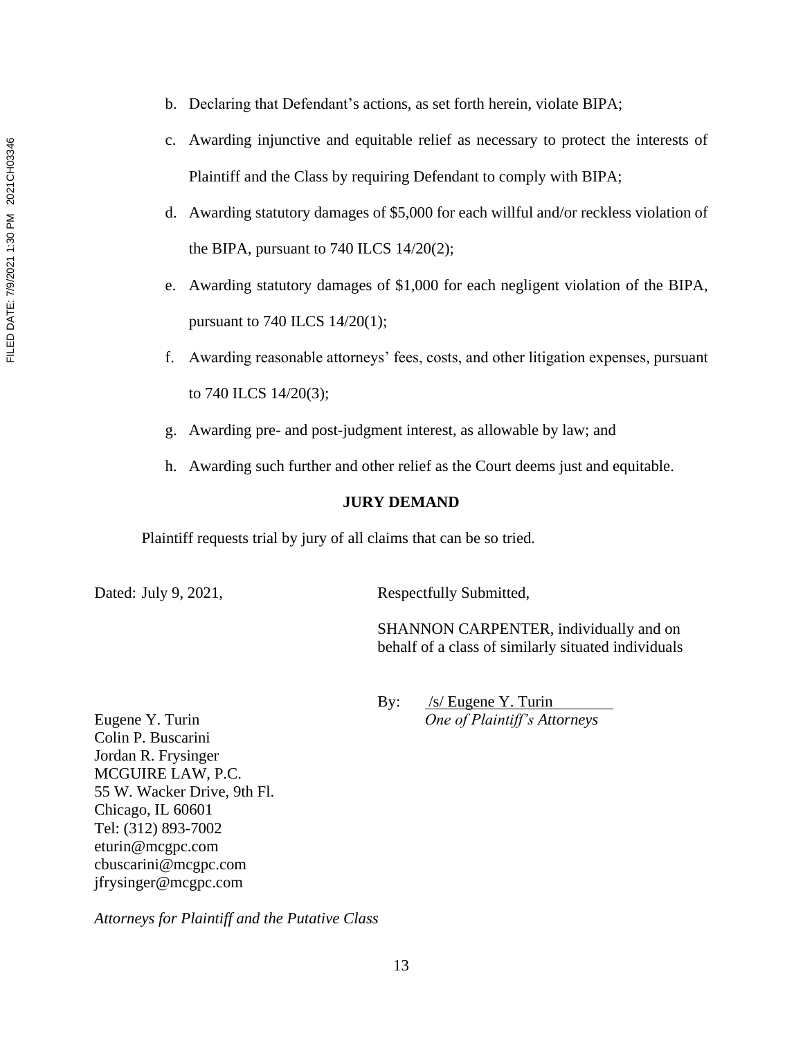b. Declaring that Defendant's actions, as set forth herein, violate BIPA;

c. Awarding injunctive and equitable relief as necessary to protect the interests of Plaintiff and the Class by requiring Defendant to comply with BIPA;

d. Awarding statutory damages of $5,000 for each willful and/or reckless violation of the BIPA, pursuant to 740 ILCS 14/20(2);

e. Awarding statutory damages of $1,000 for each negligent violation of the BIPA, pursuant to 740 ILCS 14/20(1);

f. Awarding reasonable attorneys' fees, costs, and other litigation expenses, pursuant to 740 ILCS 14/20(3);

g. Awarding pre- and post-judgment interest, as allowable by law; and

h. Awarding such further and other relief as the Court deems just and equitable.

**JURY DEMAND**

Plaintiff requests trial by jury of all claims that can be so tried.

Dated: July 9, 2021,

Respectfully Submitted,

SHANNON CARPENTER, individually and on behalf of a class of similarly situated individuals

By: /s/ Eugene Y. Turin
*One of Plaintiff's Attorneys*

Eugene Y. Turin
Colin P. Buscarini
Jordan R. Frysinger
MCGUIRE LAW, P.C.
55 W. Wacker Drive, 9th Fl.
Chicago, IL 60601
Tel: (312) 893-7002
eturin@mcgpc.com
cbuscarini@mcgpc.com
jfrysinger@mcgpc.com

*Attorneys for Plaintiff and the Putative Class*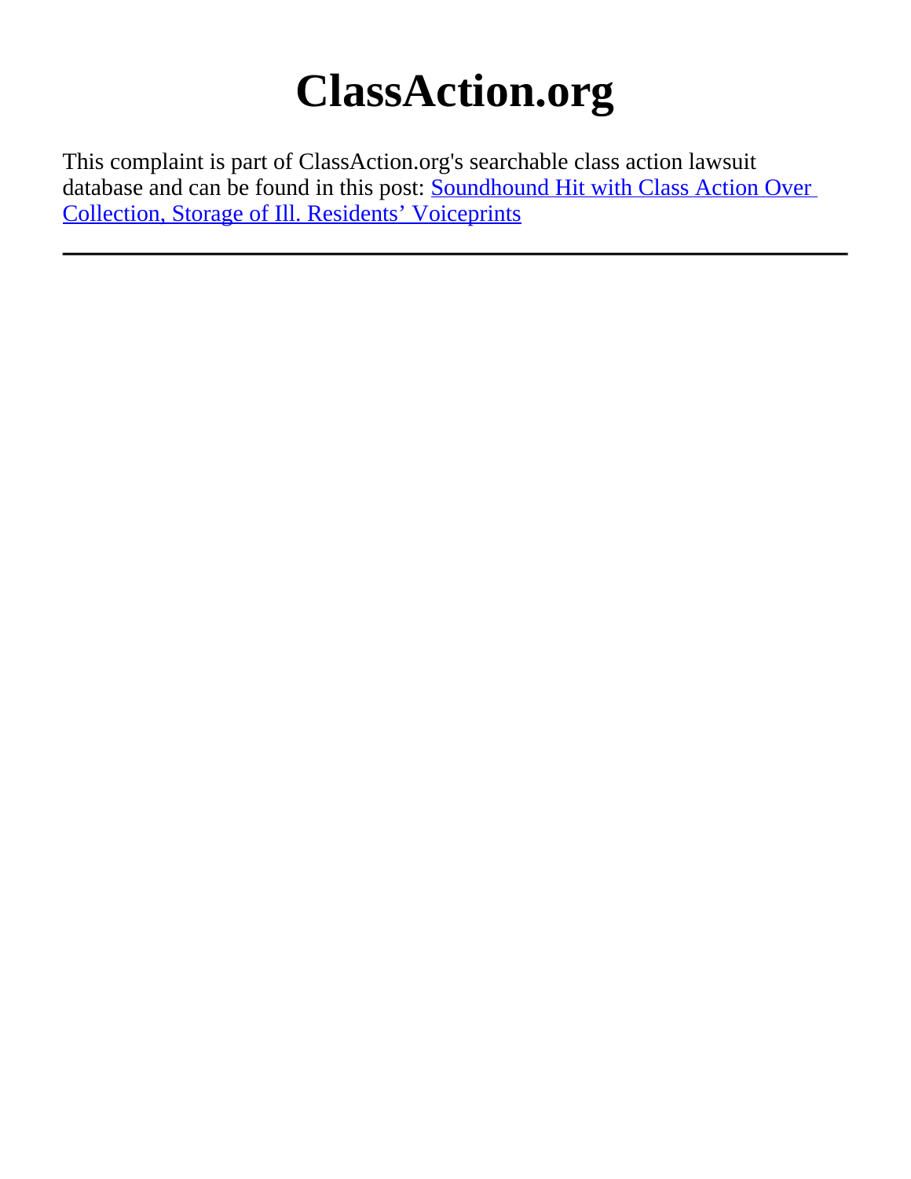# ClassAction.org

This complaint is part of ClassAction.org's searchable class action lawsuit database and can be found in this post: [Soundhound Hit with Class Action Over Collection, Storage of Ill. Residents' Voiceprints]()

---